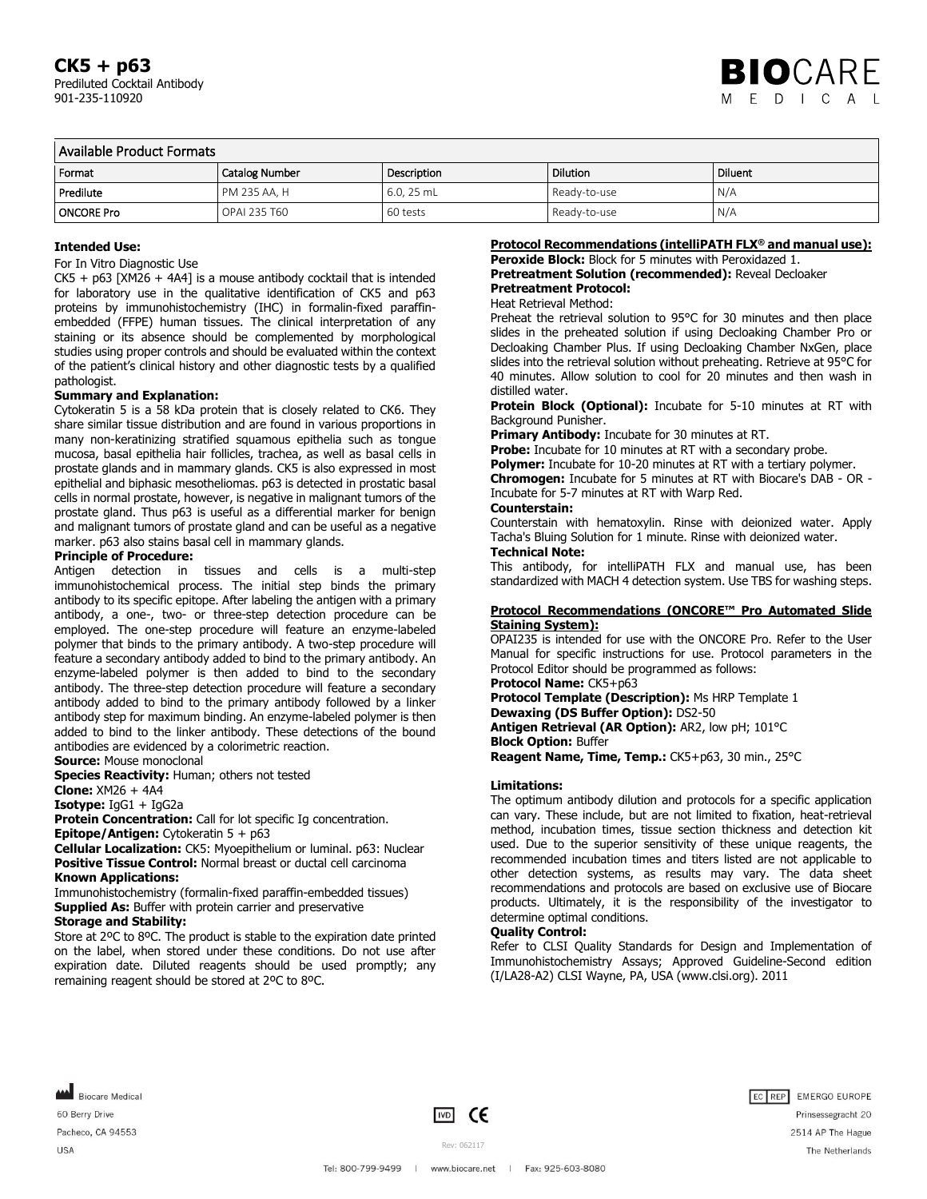# CK5 + p63

Prediluted Cocktail Antibody
901-235-110920

BIOCARE MEDICAL

| Available Product Formats | | | | |
|---|---|---|---|---|
| Format | Catalog Number | Description | Dilution | Diluent |
| Predilute | PM 235 AA, H | 6.0, 25 mL | Ready-to-use | N/A |
| ONCORE Pro | OPAI 235 T60 | 60 tests | Ready-to-use | N/A |

**Intended Use:**

For In Vitro Diagnostic Use

CK5 + p63 [XM26 + 4A4] is a mouse antibody cocktail that is intended for laboratory use in the qualitative identification of CK5 and p63 proteins by immunohistochemistry (IHC) in formalin-fixed paraffin-embedded (FFPE) human tissues. The clinical interpretation of any staining or its absence should be complemented by morphological studies using proper controls and should be evaluated within the context of the patient's clinical history and other diagnostic tests by a qualified pathologist.

**Summary and Explanation:**

Cytokeratin 5 is a 58 kDa protein that is closely related to CK6. They share similar tissue distribution and are found in various proportions in many non-keratinizing stratified squamous epithelia such as tongue mucosa, basal epithelia hair follicles, trachea, as well as basal cells in prostate glands and in mammary glands. CK5 is also expressed in most epithelial and biphasic mesotheliomas. p63 is detected in prostatic basal cells in normal prostate, however, is negative in malignant tumors of the prostate gland. Thus p63 is useful as a differential marker for benign and malignant tumors of prostate gland and can be useful as a negative marker. p63 also stains basal cell in mammary glands.

**Principle of Procedure:**

Antigen detection in tissues and cells is a multi-step immunohistochemical process. The initial step binds the primary antibody to its specific epitope. After labeling the antigen with a primary antibody, a one-, two- or three-step detection procedure can be employed. The one-step procedure will feature an enzyme-labeled polymer that binds to the primary antibody. A two-step procedure will feature a secondary antibody added to bind to the primary antibody. An enzyme-labeled polymer is then added to bind to the secondary antibody. The three-step detection procedure will feature a secondary antibody added to bind to the primary antibody followed by a linker antibody step for maximum binding. An enzyme-labeled polymer is then added to bind to the linker antibody. These detections of the bound antibodies are evidenced by a colorimetric reaction.

**Source:** Mouse monoclonal

**Species Reactivity:** Human; others not tested

**Clone:** XM26 + 4A4

**Isotype:** IgG1 + IgG2a

**Protein Concentration:** Call for lot specific Ig concentration.

**Epitope/Antigen:** Cytokeratin 5 + p63

**Cellular Localization:** CK5: Myoepithelium or luminal. p63: Nuclear

**Positive Tissue Control:** Normal breast or ductal cell carcinoma

**Known Applications:**

Immunohistochemistry (formalin-fixed paraffin-embedded tissues)

**Supplied As:** Buffer with protein carrier and preservative

**Storage and Stability:**

Store at 2ºC to 8ºC. The product is stable to the expiration date printed on the label, when stored under these conditions. Do not use after expiration date. Diluted reagents should be used promptly; any remaining reagent should be stored at 2ºC to 8ºC.

**Protocol Recommendations (intelliPATH FLX® and manual use):**

**Peroxide Block:** Block for 5 minutes with Peroxidazed 1.

**Pretreatment Solution (recommended):** Reveal Decloaker

**Pretreatment Protocol:**

Heat Retrieval Method:

Preheat the retrieval solution to 95°C for 30 minutes and then place slides in the preheated solution if using Decloaking Chamber Pro or Decloaking Chamber Plus. If using Decloaking Chamber NxGen, place slides into the retrieval solution without preheating. Retrieve at 95°C for 40 minutes. Allow solution to cool for 20 minutes and then wash in distilled water.

**Protein Block (Optional):** Incubate for 5-10 minutes at RT with Background Punisher.

**Primary Antibody:** Incubate for 30 minutes at RT.

**Probe:** Incubate for 10 minutes at RT with a secondary probe.

**Polymer:** Incubate for 10-20 minutes at RT with a tertiary polymer.

**Chromogen:** Incubate for 5 minutes at RT with Biocare's DAB - OR - Incubate for 5-7 minutes at RT with Warp Red.

**Counterstain:**

Counterstain with hematoxylin. Rinse with deionized water. Apply Tacha's Bluing Solution for 1 minute. Rinse with deionized water.

**Technical Note:**

This antibody, for intelliPATH FLX and manual use, has been standardized with MACH 4 detection system. Use TBS for washing steps.

**Protocol Recommendations (ONCORE™ Pro Automated Slide Staining System):**

OPAI235 is intended for use with the ONCORE Pro. Refer to the User Manual for specific instructions for use. Protocol parameters in the Protocol Editor should be programmed as follows:

**Protocol Name:** CK5+p63

**Protocol Template (Description):** Ms HRP Template 1

**Dewaxing (DS Buffer Option):** DS2-50

**Antigen Retrieval (AR Option):** AR2, low pH; 101°C

**Block Option:** Buffer

**Reagent Name, Time, Temp.:** CK5+p63, 30 min., 25°C

**Limitations:**

The optimum antibody dilution and protocols for a specific application can vary. These include, but are not limited to fixation, heat-retrieval method, incubation times, tissue section thickness and detection kit used. Due to the superior sensitivity of these unique reagents, the recommended incubation times and titers listed are not applicable to other detection systems, as results may vary. The data sheet recommendations and protocols are based on exclusive use of Biocare products. Ultimately, it is the responsibility of the investigator to determine optimal conditions.

**Quality Control:**

Refer to CLSI Quality Standards for Design and Implementation of Immunohistochemistry Assays; Approved Guideline-Second edition (I/LA28-A2) CLSI Wayne, PA, USA (www.clsi.org). 2011

Biocare Medical
60 Berry Drive
Pacheco, CA 94553
USA

IVD CE

Rev: 062117

EC REP EMERGO EUROPE
Prinsessegracht 20
2514 AP The Hague
The Netherlands

Tel: 800-799-9499 | www.biocare.net | Fax: 925-603-8080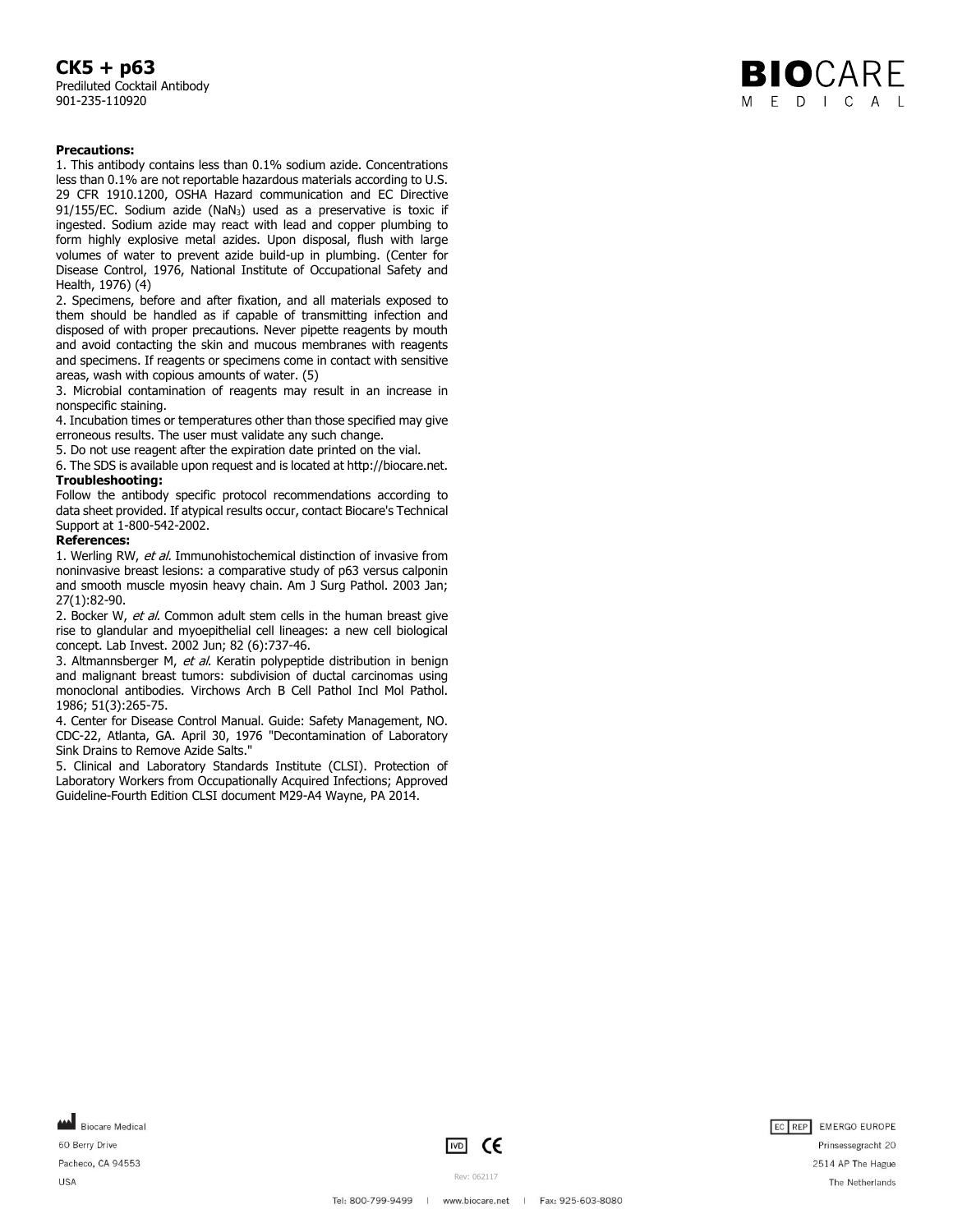**Precautions:**

1. This antibody contains less than 0.1% sodium azide. Concentrations less than 0.1% are not reportable hazardous materials according to U.S. 29 CFR 1910.1200, OSHA Hazard communication and EC Directive 91/155/EC. Sodium azide ($NaN_3$) used as a preservative is toxic if ingested. Sodium azide may react with lead and copper plumbing to form highly explosive metal azides. Upon disposal, flush with large volumes of water to prevent azide build-up in plumbing. (Center for Disease Control, 1976, National Institute of Occupational Safety and Health, 1976) (4)
2. Specimens, before and after fixation, and all materials exposed to them should be handled as if capable of transmitting infection and disposed of with proper precautions. Never pipette reagents by mouth and avoid contacting the skin and mucous membranes with reagents and specimens. If reagents or specimens come in contact with sensitive areas, wash with copious amounts of water. (5)
3. Microbial contamination of reagents may result in an increase in nonspecific staining.
4. Incubation times or temperatures other than those specified may give erroneous results. The user must validate any such change.
5. Do not use reagent after the expiration date printed on the vial.
6. The SDS is available upon request and is located at http://biocare.net.

**Troubleshooting:**

Follow the antibody specific protocol recommendations according to data sheet provided. If atypical results occur, contact Biocare's Technical Support at 1-800-542-2002.

**References:**

1. Werling RW, *et al.* Immunohistochemical distinction of invasive from noninvasive breast lesions: a comparative study of p63 versus calponin and smooth muscle myosin heavy chain. Am J Surg Pathol. 2003 Jan; 27(1):82-90.
2. Bocker W, *et al.* Common adult stem cells in the human breast give rise to glandular and myoepithelial cell lineages: a new cell biological concept. Lab Invest. 2002 Jun; 82 (6):737-46.
3. Altmannsberger M, *et al.* Keratin polypeptide distribution in benign and malignant breast tumors: subdivision of ductal carcinomas using monoclonal antibodies. Virchows Arch B Cell Pathol Incl Mol Pathol. 1986; 51(3):265-75.
4. Center for Disease Control Manual. Guide: Safety Management, NO. CDC-22, Atlanta, GA. April 30, 1976 "Decontamination of Laboratory Sink Drains to Remove Azide Salts."
5. Clinical and Laboratory Standards Institute (CLSI). Protection of Laboratory Workers from Occupationally Acquired Infections; Approved Guideline-Fourth Edition CLSI document M29-A4 Wayne, PA 2014.

Biocare Medical
60 Berry Drive
Pacheco, CA 94553
USA

IVD CE

Rev: 062117

EC REP EMERGO EUROPE
Prinsessegracht 20
2514 AP The Hague
The Netherlands

Tel: 800-799-9499 | www.biocare.net | Fax: 925-603-8080